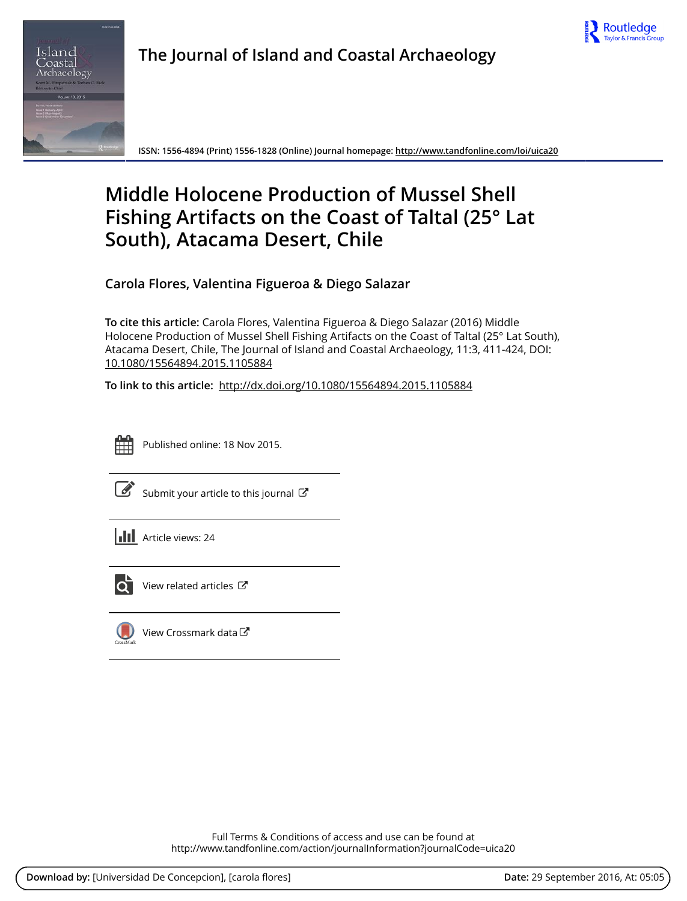# The Journal of Island and Coastal Archaeology

ISSN: 1556-4894 (Print) 1556-1828 (Online) Journal homepage: http://www.tandfonline.com/loi/uica20

# Middle Holocene Production of Mussel Shell Fishing Artifacts on the Coast of Taltal (25° Lat South), Atacama Desert, Chile

**Carola Flores, Valentina Figueroa & Diego Salazar**

**To cite this article:** Carola Flores, Valentina Figueroa & Diego Salazar (2016) Middle Holocene Production of Mussel Shell Fishing Artifacts on the Coast of Taltal (25° Lat South), Atacama Desert, Chile, The Journal of Island and Coastal Archaeology, 11:3, 411-424, DOI: 10.1080/15564894.2015.1105884

**To link to this article:** http://dx.doi.org/10.1080/15564894.2015.1105884

Published online: 18 Nov 2015.

Submit your article to this journal

Article views: 24

View related articles

View Crossmark data

Full Terms & Conditions of access and use can be found at
http://www.tandfonline.com/action/journalInformation?journalCode=uica20

**Download by:** [Universidad De Concepcion], [carola flores] **Date:** 29 September 2016, At: 05:05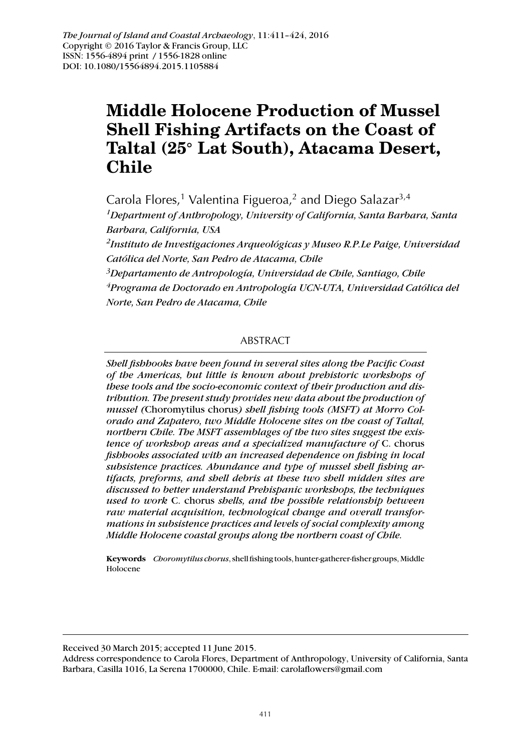# Middle Holocene Production of Mussel Shell Fishing Artifacts on the Coast of Taltal (25° Lat South), Atacama Desert, Chile

Carola Flores,[1] Valentina Figueroa,[2] and Diego Salazar[3,4]

[1]*Department of Anthropology, University of California, Santa Barbara, Santa Barbara, California, USA*

[2]*Instituto de Investigaciones Arqueológicas y Museo R.P.Le Paige, Universidad Católica del Norte, San Pedro de Atacama, Chile*

[3]*Departamento de Antropología, Universidad de Chile, Santiago, Chile*

[4]*Programa de Doctorado en Antropología UCN-UTA, Universidad Católica del Norte, San Pedro de Atacama, Chile*

## ABSTRACT

*Shell fishhooks have been found in several sites along the Pacific Coast of the Americas, but little is known about prehistoric workshops of these tools and the socio-economic context of their production and distribution. The present study provides new data about the production of mussel (*Choromytilus chorus*) shell fishing tools (MSFT) at Morro Colorado and Zapatero, two Middle Holocene sites on the coast of Taltal, northern Chile. The MSFT assemblages of the two sites suggest the existence of workshop areas and a specialized manufacture of* C. chorus *fishhooks associated with an increased dependence on fishing in local subsistence practices. Abundance and type of mussel shell fishing artifacts, preforms, and shell debris at these two shell midden sites are discussed to better understand Prehispanic workshops, the techniques used to work* C. chorus *shells, and the possible relationship between raw material acquisition, technological change and overall transformations in subsistence practices and levels of social complexity among Middle Holocene coastal groups along the northern coast of Chile.*

**Keywords** *Choromytilus chorus*, shell fishing tools, hunter-gatherer-fisher groups, Middle Holocene

Received 30 March 2015; accepted 11 June 2015.

Address correspondence to Carola Flores, Department of Anthropology, University of California, Santa Barbara, Casilla 1016, La Serena 1700000, Chile. E-mail: carolaflowers@gmail.com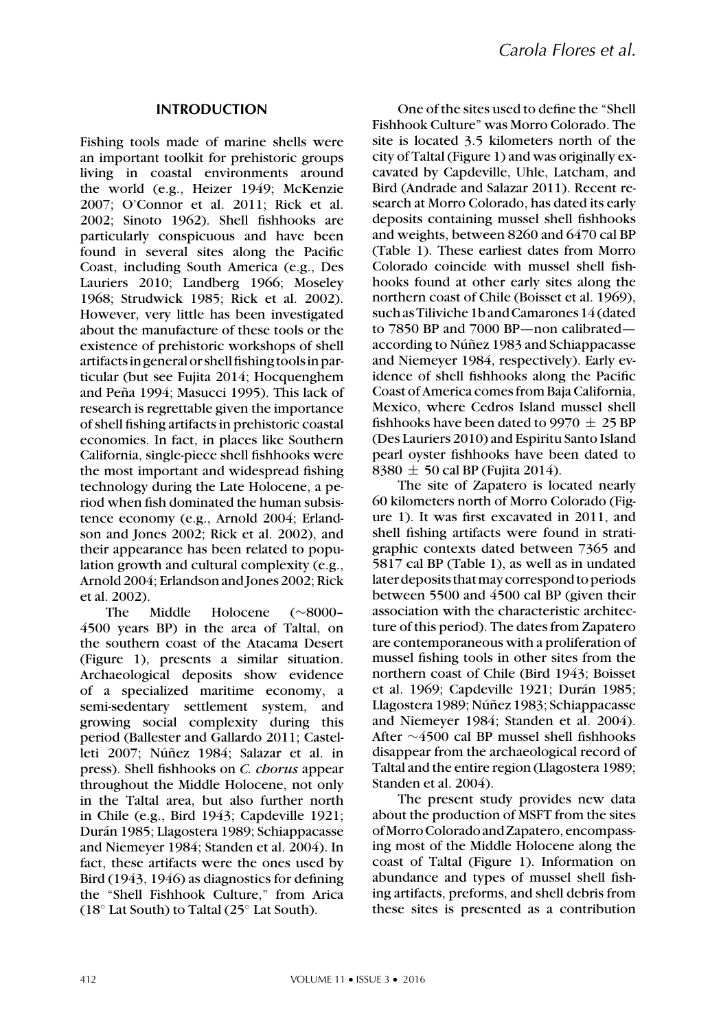## INTRODUCTION

Fishing tools made of marine shells were an important toolkit for prehistoric groups living in coastal environments around the world (e.g., Heizer 1949; McKenzie 2007; O'Connor et al. 2011; Rick et al. 2002; Sinoto 1962). Shell fishhooks are particularly conspicuous and have been found in several sites along the Pacific Coast, including South America (e.g., Des Lauriers 2010; Landberg 1966; Moseley 1968; Strudwick 1985; Rick et al. 2002). However, very little has been investigated about the manufacture of these tools or the existence of prehistoric workshops of shell artifacts in general or shell fishing tools in particular (but see Fujita 2014; Hocquenghem and Peña 1994; Masucci 1995). This lack of research is regrettable given the importance of shell fishing artifacts in prehistoric coastal economies. In fact, in places like Southern California, single-piece shell fishhooks were the most important and widespread fishing technology during the Late Holocene, a period when fish dominated the human subsistence economy (e.g., Arnold 2004; Erlandson and Jones 2002; Rick et al. 2002), and their appearance has been related to population growth and cultural complexity (e.g., Arnold 2004; Erlandson and Jones 2002; Rick et al. 2002).

The Middle Holocene (~8000–4500 years BP) in the area of Taltal, on the southern coast of the Atacama Desert (Figure 1), presents a similar situation. Archaeological deposits show evidence of a specialized maritime economy, a semi-sedentary settlement system, and growing social complexity during this period (Ballester and Gallardo 2011; Castelleti 2007; Núñez 1984; Salazar et al. in press). Shell fishhooks on *C. chorus* appear throughout the Middle Holocene, not only in the Taltal area, but also further north in Chile (e.g., Bird 1943; Capdeville 1921; Durán 1985; Llagostera 1989; Schiappacasse and Niemeyer 1984; Standen et al. 2004). In fact, these artifacts were the ones used by Bird (1943, 1946) as diagnostics for defining the "Shell Fishhook Culture," from Arica (18° Lat South) to Taltal (25° Lat South).

One of the sites used to define the "Shell Fishhook Culture" was Morro Colorado. The site is located 3.5 kilometers north of the city of Taltal (Figure 1) and was originally excavated by Capdeville, Uhle, Latcham, and Bird (Andrade and Salazar 2011). Recent research at Morro Colorado, has dated its early deposits containing mussel shell fishhooks and weights, between 8260 and 6470 cal BP (Table 1). These earliest dates from Morro Colorado coincide with mussel shell fishhooks found at other early sites along the northern coast of Chile (Boisset et al. 1969), such as Tiliviche 1b and Camarones 14 (dated to 7850 BP and 7000 BP—non calibrated—according to Núñez 1983 and Schiappacasse and Niemeyer 1984, respectively). Early evidence of shell fishhooks along the Pacific Coast of America comes from Baja California, Mexico, where Cedros Island mussel shell fishhooks have been dated to 9970 ± 25 BP (Des Lauriers 2010) and Espiritu Santo Island pearl oyster fishhooks have been dated to 8380 ± 50 cal BP (Fujita 2014).

The site of Zapatero is located nearly 60 kilometers north of Morro Colorado (Figure 1). It was first excavated in 2011, and shell fishing artifacts were found in stratigraphic contexts dated between 7365 and 5817 cal BP (Table 1), as well as in undated later deposits that may correspond to periods between 5500 and 4500 cal BP (given their association with the characteristic architecture of this period). The dates from Zapatero are contemporaneous with a proliferation of mussel fishing tools in other sites from the northern coast of Chile (Bird 1943; Boisset et al. 1969; Capdeville 1921; Durán 1985; Llagostera 1989; Núñez 1983; Schiappacasse and Niemeyer 1984; Standen et al. 2004). After ~4500 cal BP mussel shell fishhooks disappear from the archaeological record of Taltal and the entire region (Llagostera 1989; Standen et al. 2004).

The present study provides new data about the production of MSFT from the sites of Morro Colorado and Zapatero, encompassing most of the Middle Holocene along the coast of Taltal (Figure 1). Information on abundance and types of mussel shell fishing artifacts, preforms, and shell debris from these sites is presented as a contribution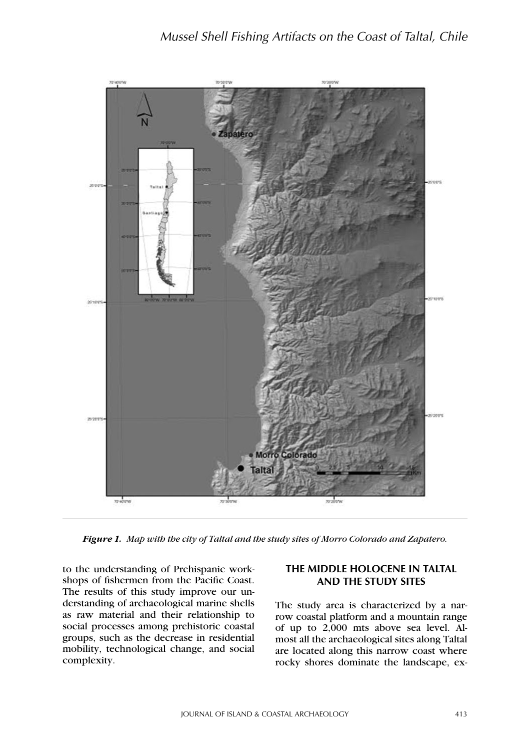*Figure 1. Map with the city of Taltal and the study sites of Morro Colorado and Zapatero.*

to the understanding of Prehispanic workshops of fishermen from the Pacific Coast. The results of this study improve our understanding of archaeological marine shells as raw material and their relationship to social processes among prehistoric coastal groups, such as the decrease in residential mobility, technological change, and social complexity.

## THE MIDDLE HOLOCENE IN TALTAL AND THE STUDY SITES

The study area is characterized by a narrow coastal platform and a mountain range of up to 2,000 mts above sea level. Almost all the archaeological sites along Taltal are located along this narrow coast where rocky shores dominate the landscape, ex-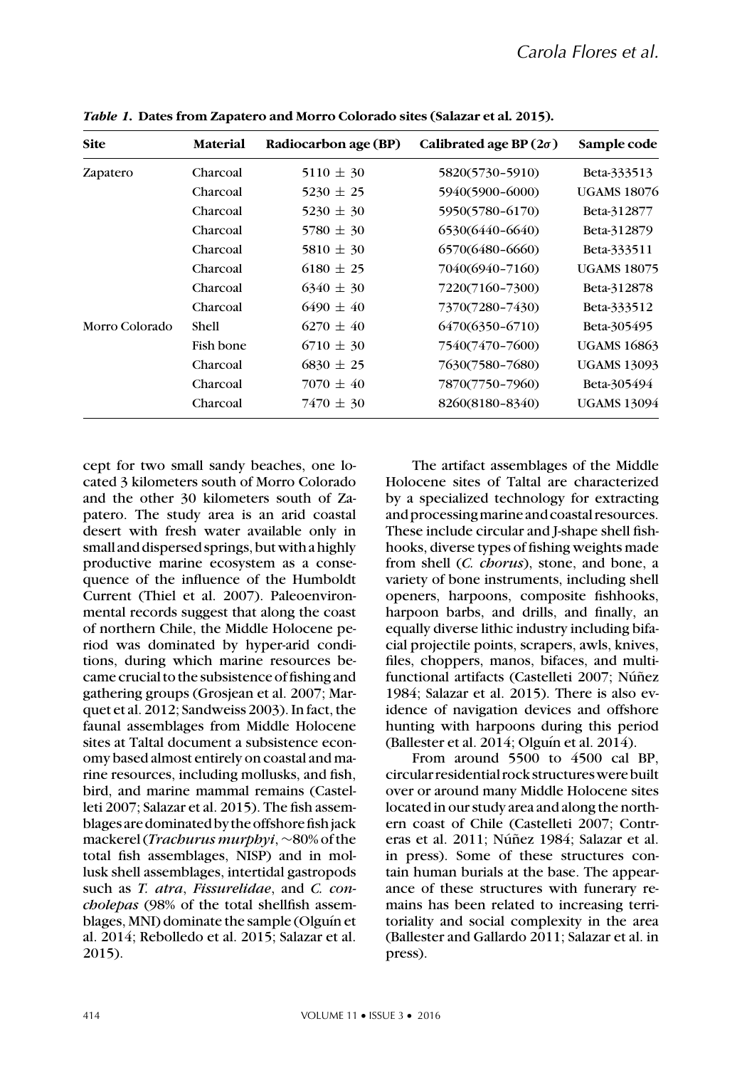*Table 1.* **Dates from Zapatero and Morro Colorado sites (Salazar et al. 2015).**

| Site | Material | Radiocarbon age (BP) | Calibrated age BP ($2\sigma$) | Sample code |
|---|---|---|---|---|
| Zapatero | Charcoal | $5110 \pm 30$ | 5820(5730–5910) | Beta-333513 |
| | Charcoal | $5230 \pm 25$ | 5940(5900–6000) | UGAMS 18076 |
| | Charcoal | $5230 \pm 30$ | 5950(5780–6170) | Beta-312877 |
| | Charcoal | $5780 \pm 30$ | 6530(6440–6640) | Beta-312879 |
| | Charcoal | $5810 \pm 30$ | 6570(6480–6660) | Beta-333511 |
| | Charcoal | $6180 \pm 25$ | 7040(6940–7160) | UGAMS 18075 |
| | Charcoal | $6340 \pm 30$ | 7220(7160–7300) | Beta-312878 |
| | Charcoal | $6490 \pm 40$ | 7370(7280–7430) | Beta-333512 |
| Morro Colorado | Shell | $6270 \pm 40$ | 6470(6350–6710) | Beta-305495 |
| | Fish bone | $6710 \pm 30$ | 7540(7470–7600) | UGAMS 16863 |
| | Charcoal | $6830 \pm 25$ | 7630(7580–7680) | UGAMS 13093 |
| | Charcoal | $7070 \pm 40$ | 7870(7750–7960) | Beta-305494 |
| | Charcoal | $7470 \pm 30$ | 8260(8180–8340) | UGAMS 13094 |

cept for two small sandy beaches, one located 3 kilometers south of Morro Colorado and the other 30 kilometers south of Zapatero. The study area is an arid coastal desert with fresh water available only in small and dispersed springs, but with a highly productive marine ecosystem as a consequence of the influence of the Humboldt Current (Thiel et al. 2007). Paleoenvironmental records suggest that along the coast of northern Chile, the Middle Holocene period was dominated by hyper-arid conditions, during which marine resources became crucial to the subsistence of fishing and gathering groups (Grosjean et al. 2007; Marquet et al. 2012; Sandweiss 2003). In fact, the faunal assemblages from Middle Holocene sites at Taltal document a subsistence economy based almost entirely on coastal and marine resources, including mollusks, and fish, bird, and marine mammal remains (Castelleti 2007; Salazar et al. 2015). The fish assemblages are dominated by the offshore fish jack mackerel (*Trachurus murphyi*, ~80% of the total fish assemblages, NISP) and in mollusk shell assemblages, intertidal gastropods such as *T. atra*, *Fissurelidae*, and *C. concholepas* (98% of the total shellfish assemblages, MNI) dominate the sample (Olguín et al. 2014; Rebolledo et al. 2015; Salazar et al. 2015).

The artifact assemblages of the Middle Holocene sites of Taltal are characterized by a specialized technology for extracting and processing marine and coastal resources. These include circular and J-shape shell fishhooks, diverse types of fishing weights made from shell (*C. chorus*), stone, and bone, a variety of bone instruments, including shell openers, harpoons, composite fishhooks, harpoon barbs, and drills, and finally, an equally diverse lithic industry including bifacial projectile points, scrapers, awls, knives, files, choppers, manos, bifaces, and multifunctional artifacts (Castelleti 2007; Núñez 1984; Salazar et al. 2015). There is also evidence of navigation devices and offshore hunting with harpoons during this period (Ballester et al. 2014; Olguín et al. 2014).

From around 5500 to 4500 cal BP, circular residential rock structures were built over or around many Middle Holocene sites located in our study area and along the northern coast of Chile (Castelleti 2007; Contreras et al. 2011; Núñez 1984; Salazar et al. in press). Some of these structures contain human burials at the base. The appearance of these structures with funerary remains has been related to increasing territoriality and social complexity in the area (Ballester and Gallardo 2011; Salazar et al. in press).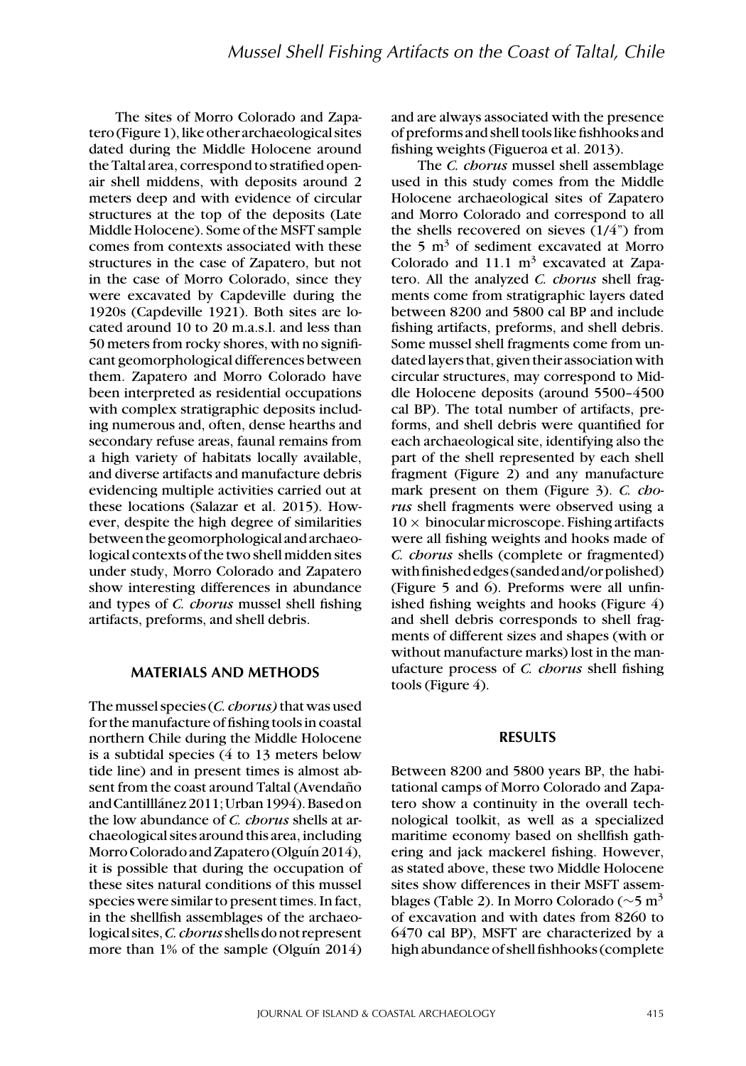The sites of Morro Colorado and Zapatero (Figure 1), like other archaeological sites dated during the Middle Holocene around the Taltal area, correspond to stratified open-air shell middens, with deposits around 2 meters deep and with evidence of circular structures at the top of the deposits (Late Middle Holocene). Some of the MSFT sample comes from contexts associated with these structures in the case of Zapatero, but not in the case of Morro Colorado, since they were excavated by Capdeville during the 1920s (Capdeville 1921). Both sites are located around 10 to 20 m.a.s.l. and less than 50 meters from rocky shores, with no significant geomorphological differences between them. Zapatero and Morro Colorado have been interpreted as residential occupations with complex stratigraphic deposits including numerous and, often, dense hearths and secondary refuse areas, faunal remains from a high variety of habitats locally available, and diverse artifacts and manufacture debris evidencing multiple activities carried out at these locations (Salazar et al. 2015). However, despite the high degree of similarities between the geomorphological and archaeological contexts of the two shell midden sites under study, Morro Colorado and Zapatero show interesting differences in abundance and types of *C. chorus* mussel shell fishing artifacts, preforms, and shell debris.

## MATERIALS AND METHODS

The mussel species (*C. chorus)* that was used for the manufacture of fishing tools in coastal northern Chile during the Middle Holocene is a subtidal species (4 to 13 meters below tide line) and in present times is almost absent from the coast around Taltal (Avendaño and Cantilllánez 2011; Urban 1994). Based on the low abundance of *C. chorus* shells at archaeological sites around this area, including Morro Colorado and Zapatero (Olguín 2014), it is possible that during the occupation of these sites natural conditions of this mussel species were similar to present times. In fact, in the shellfish assemblages of the archaeological sites, *C. chorus* shells do not represent more than 1% of the sample (Olguín 2014) and are always associated with the presence of preforms and shell tools like fishhooks and fishing weights (Figueroa et al. 2013).

The *C. chorus* mussel shell assemblage used in this study comes from the Middle Holocene archaeological sites of Zapatero and Morro Colorado and correspond to all the shells recovered on sieves (1/4") from the 5 m$^3$ of sediment excavated at Morro Colorado and 11.1 m$^3$ excavated at Zapatero. All the analyzed *C. chorus* shell fragments come from stratigraphic layers dated between 8200 and 5800 cal BP and include fishing artifacts, preforms, and shell debris. Some mussel shell fragments come from undated layers that, given their association with circular structures, may correspond to Middle Holocene deposits (around 5500–4500 cal BP). The total number of artifacts, preforms, and shell debris were quantified for each archaeological site, identifying also the part of the shell represented by each shell fragment (Figure 2) and any manufacture mark present on them (Figure 3). *C. chorus* shell fragments were observed using a $10\times$ binocular microscope. Fishing artifacts were all fishing weights and hooks made of *C. chorus* shells (complete or fragmented) with finished edges (sanded and/or polished) (Figure 5 and 6). Preforms were all unfinished fishing weights and hooks (Figure 4) and shell debris corresponds to shell fragments of different sizes and shapes (with or without manufacture marks) lost in the manufacture process of *C. chorus* shell fishing tools (Figure 4).

## RESULTS

Between 8200 and 5800 years BP, the habitational camps of Morro Colorado and Zapatero show a continuity in the overall technological toolkit, as well as a specialized maritime economy based on shellfish gathering and jack mackerel fishing. However, as stated above, these two Middle Holocene sites show differences in their MSFT assemblages (Table 2). In Morro Colorado ($\sim$5 m$^3$ of excavation and with dates from 8260 to 6470 cal BP), MSFT are characterized by a high abundance of shell fishhooks (complete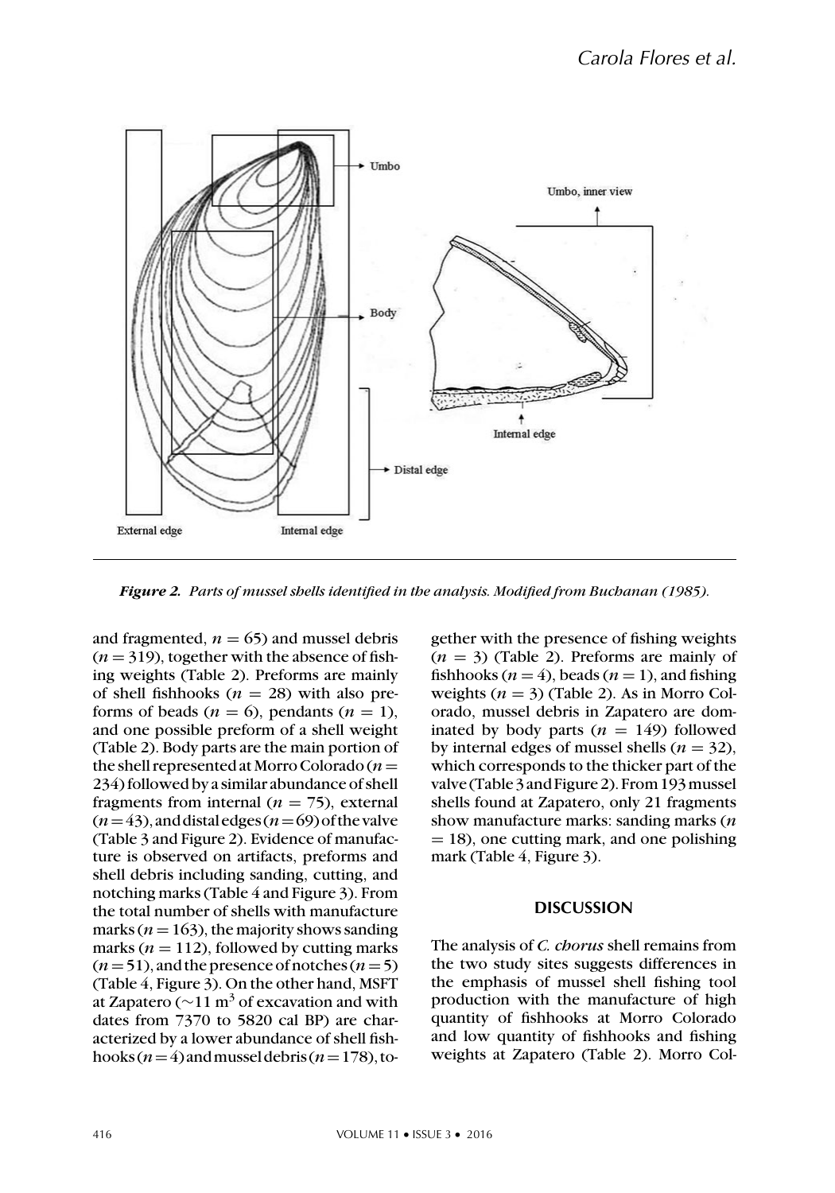*Figure 2. Parts of mussel shells identified in the analysis. Modified from Buchanan (1985).*

and fragmented, $n = 65$) and mussel debris ($n = 319$), together with the absence of fishing weights (Table 2). Preforms are mainly of shell fishhooks ($n = 28$) with also preforms of beads ($n = 6$), pendants ($n = 1$), and one possible preform of a shell weight (Table 2). Body parts are the main portion of the shell represented at Morro Colorado ($n = 234$) followed by a similar abundance of shell fragments from internal ($n = 75$), external ($n = 43$), and distal edges ($n = 69$) of the valve (Table 3 and Figure 2). Evidence of manufacture is observed on artifacts, preforms and shell debris including sanding, cutting, and notching marks (Table 4 and Figure 3). From the total number of shells with manufacture marks ($n = 163$), the majority shows sanding marks ($n = 112$), followed by cutting marks ($n = 51$), and the presence of notches ($n = 5$) (Table 4, Figure 3). On the other hand, MSFT at Zapatero (~11 $m^3$ of excavation and with dates from 7370 to 5820 cal BP) are characterized by a lower abundance of shell fishhooks ($n = 4$) and mussel debris ($n = 178$), together with the presence of fishing weights ($n = 3$) (Table 2). Preforms are mainly of fishhooks ($n = 4$), beads ($n = 1$), and fishing weights ($n = 3$) (Table 2). As in Morro Colorado, mussel debris in Zapatero are dominated by body parts ($n = 149$) followed by internal edges of mussel shells ($n = 32$), which corresponds to the thicker part of the valve (Table 3 and Figure 2). From 193 mussel shells found at Zapatero, only 21 fragments show manufacture marks: sanding marks ($n = 18$), one cutting mark, and one polishing mark (Table 4, Figure 3).

## DISCUSSION

The analysis of *C. chorus* shell remains from the two study sites suggests differences in the emphasis of mussel shell fishing tool production with the manufacture of high quantity of fishhooks at Morro Colorado and low quantity of fishhooks and fishing weights at Zapatero (Table 2). Morro Col-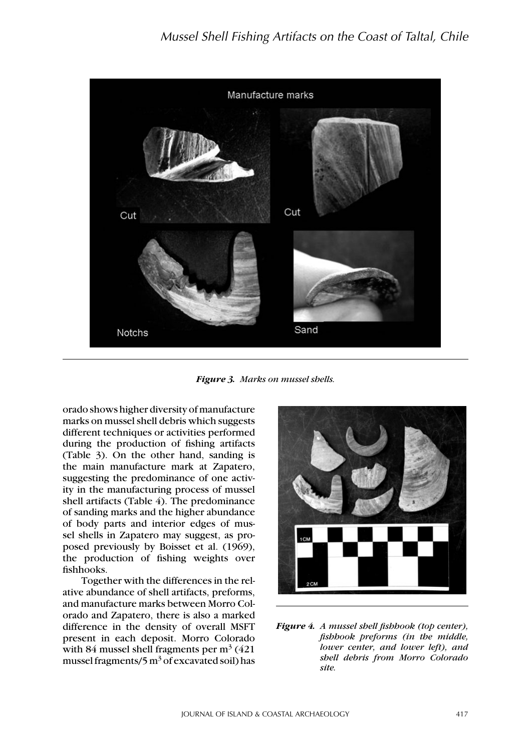Figure 3. *Marks on mussel shells.*

orado shows higher diversity of manufacture marks on mussel shell debris which suggests different techniques or activities performed during the production of fishing artifacts (Table 3). On the other hand, sanding is the main manufacture mark at Zapatero, suggesting the predominance of one activity in the manufacturing process of mussel shell artifacts (Table 4). The predominance of sanding marks and the higher abundance of body parts and interior edges of mussel shells in Zapatero may suggest, as proposed previously by Boisset et al. (1969), the production of fishing weights over fishhooks.

Together with the differences in the relative abundance of shell artifacts, preforms, and manufacture marks between Morro Colorado and Zapatero, there is also a marked difference in the density of overall MSFT present in each deposit. Morro Colorado with 84 mussel shell fragments per $m^3$ (421 mussel fragments/5 $m^3$ of excavated soil) has

**Figure 4.** *A mussel shell fishhook (top center), fishhook preforms (in the middle, lower center, and lower left), and shell debris from Morro Colorado site.*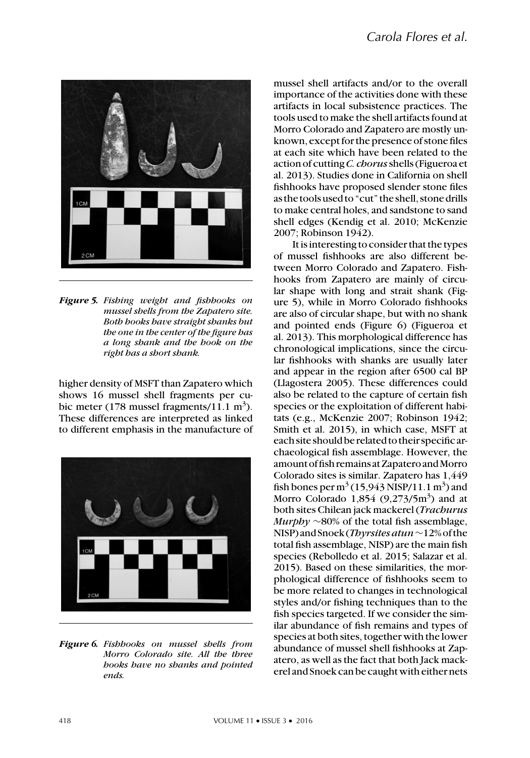*Figure 5. Fishing weight and fishhooks on mussel shells from the Zapatero site. Both hooks have straight shanks but the one in the center of the figure has a long shank and the hook on the right has a short shank.*

higher density of MSFT than Zapatero which shows 16 mussel shell fragments per cubic meter (178 mussel fragments/11.1 $m^3$). These differences are interpreted as linked to different emphasis in the manufacture of mussel shell artifacts and/or to the overall importance of the activities done with these artifacts in local subsistence practices. The tools used to make the shell artifacts found at Morro Colorado and Zapatero are mostly unknown, except for the presence of stone files at each site which have been related to the action of cutting *C. chorus* shells (Figueroa et al. 2013). Studies done in California on shell fishhooks have proposed slender stone files as the tools used to "cut" the shell, stone drills to make central holes, and sandstone to sand shell edges (Kendig et al. 2010; McKenzie 2007; Robinson 1942).

*Figure 6. Fishhooks on mussel shells from Morro Colorado site. All the three hooks have no shanks and pointed ends.*

It is interesting to consider that the types of mussel fishhooks are also different between Morro Colorado and Zapatero. Fishhooks from Zapatero are mainly of circular shape with long and strait shank (Figure 5), while in Morro Colorado fishhooks are also of circular shape, but with no shank and pointed ends (Figure 6) (Figueroa et al. 2013). This morphological difference has chronological implications, since the circular fishhooks with shanks are usually later and appear in the region after 6500 cal BP (Llagostera 2005). These differences could also be related to the capture of certain fish species or the exploitation of different habitats (e.g., McKenzie 2007; Robinson 1942; Smith et al. 2015), in which case, MSFT at each site should be related to their specific archaeological fish assemblage. However, the amount of fish remains at Zapatero and Morro Colorado sites is similar. Zapatero has 1,449 fish bones per $m^3$ (15,943 NISP/11.1 $m^3$) and Morro Colorado 1,854 (9,273/5$m^3$) and at both sites Chilean jack mackerel (*Trachurus Murphy* ~80% of the total fish assemblage, NISP) and Snoek (*Thyrsites atun* ~12% of the total fish assemblage, NISP) are the main fish species (Rebolledo et al. 2015; Salazar et al. 2015). Based on these similarities, the morphological difference of fishhooks seem to be more related to changes in technological styles and/or fishing techniques than to the fish species targeted. If we consider the similar abundance of fish remains and types of species at both sites, together with the lower abundance of mussel shell fishhooks at Zapatero, as well as the fact that both Jack mackerel and Snoek can be caught with either nets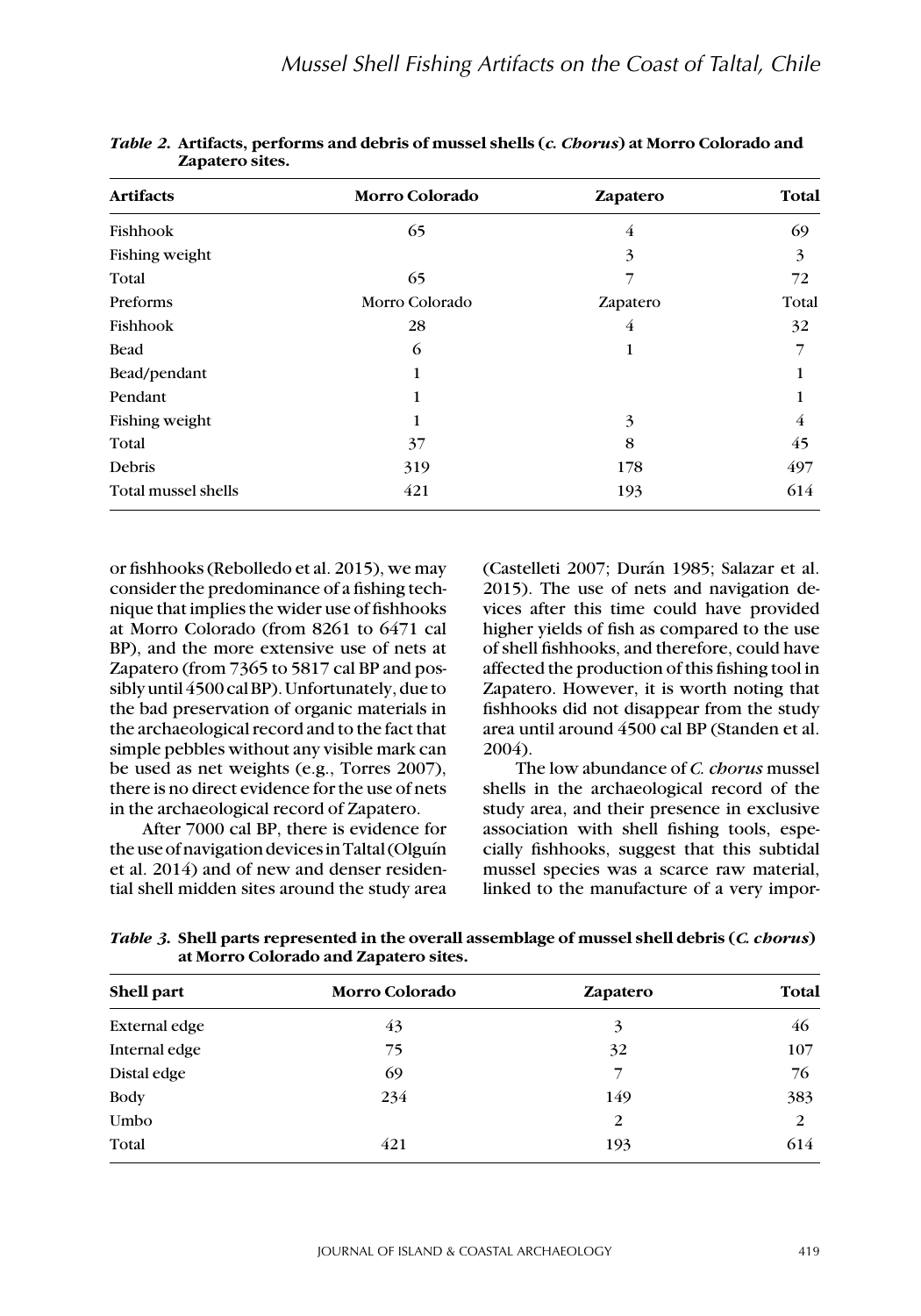*Table 2.* **Artifacts, performs and debris of mussel shells (*c. Chorus*) at Morro Colorado and Zapatero sites.**

| Artifacts | Morro Colorado | Zapatero | Total |
|---|---|---|---|
| Fishhook | 65 | 4 | 69 |
| Fishing weight | | 3 | 3 |
| Total | 65 | 7 | 72 |
| Preforms | Morro Colorado | Zapatero | Total |
| Fishhook | 28 | 4 | 32 |
| Bead | 6 | 1 | 7 |
| Bead/pendant | 1 | | 1 |
| Pendant | 1 | | 1 |
| Fishing weight | 1 | 3 | 4 |
| Total | 37 | 8 | 45 |
| Debris | 319 | 178 | 497 |
| Total mussel shells | 421 | 193 | 614 |

or fishhooks (Rebolledo et al. 2015), we may consider the predominance of a fishing technique that implies the wider use of fishhooks at Morro Colorado (from 8261 to 6471 cal BP), and the more extensive use of nets at Zapatero (from 7365 to 5817 cal BP and possibly until 4500 cal BP). Unfortunately, due to the bad preservation of organic materials in the archaeological record and to the fact that simple pebbles without any visible mark can be used as net weights (e.g., Torres 2007), there is no direct evidence for the use of nets in the archaeological record of Zapatero.

After 7000 cal BP, there is evidence for the use of navigation devices in Taltal (Olguín et al. 2014) and of new and denser residential shell midden sites around the study area (Castelleti 2007; Durán 1985; Salazar et al. 2015). The use of nets and navigation devices after this time could have provided higher yields of fish as compared to the use of shell fishhooks, and therefore, could have affected the production of this fishing tool in Zapatero. However, it is worth noting that fishhooks did not disappear from the study area until around 4500 cal BP (Standen et al. 2004).

The low abundance of *C. chorus* mussel shells in the archaeological record of the study area, and their presence in exclusive association with shell fishing tools, especially fishhooks, suggest that this subtidal mussel species was a scarce raw material, linked to the manufacture of a very impor-

*Table 3.* **Shell parts represented in the overall assemblage of mussel shell debris (*C. chorus*) at Morro Colorado and Zapatero sites.**

| Shell part | Morro Colorado | Zapatero | Total |
|---|---|---|---|
| External edge | 43 | 3 | 46 |
| Internal edge | 75 | 32 | 107 |
| Distal edge | 69 | 7 | 76 |
| Body | 234 | 149 | 383 |
| Umbo | | 2 | 2 |
| Total | 421 | 193 | 614 |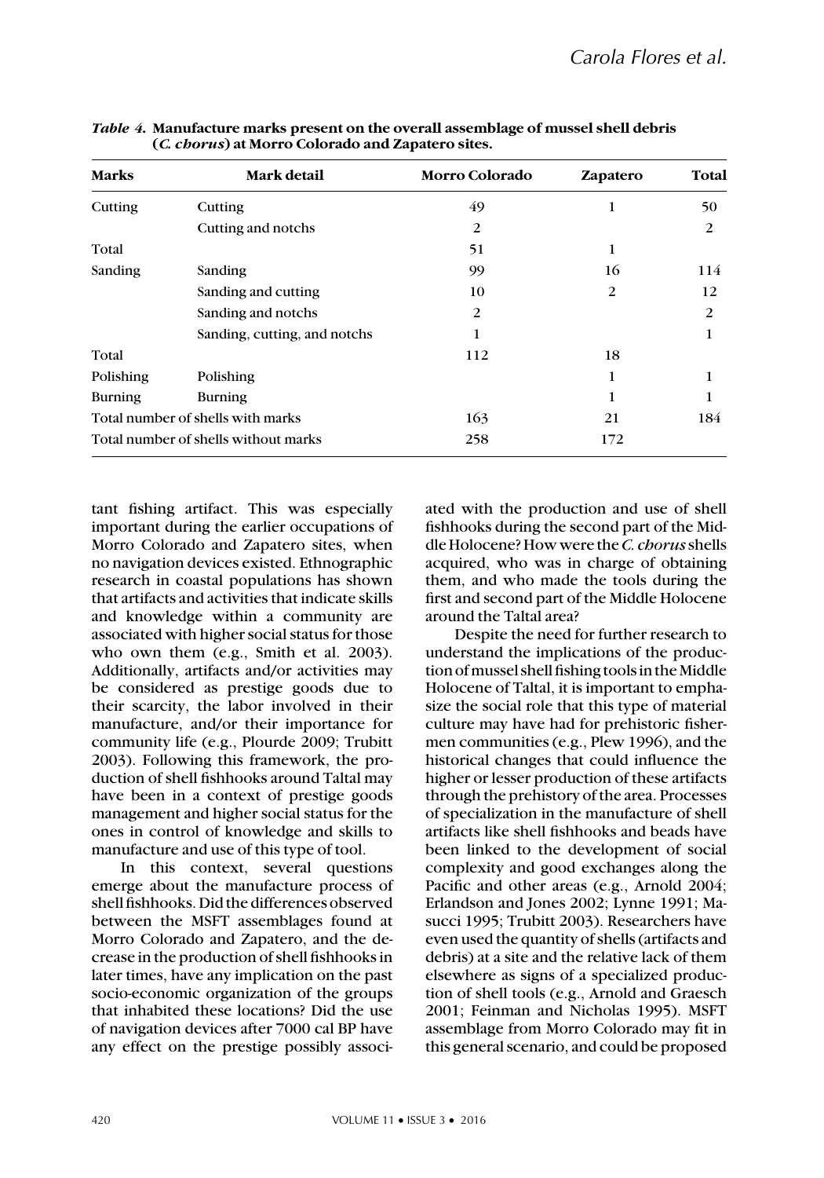*Table 4.* **Manufacture marks present on the overall assemblage of mussel shell debris (*C. chorus*) at Morro Colorado and Zapatero sites.**

| Marks | Mark detail | Morro Colorado | Zapatero | Total |
|---|---|---|---|---|
| Cutting | Cutting | 49 | 1 | 50 |
| | Cutting and notchs | 2 | | 2 |
| Total | | 51 | 1 | |
| Sanding | Sanding | 99 | 16 | 114 |
| | Sanding and cutting | 10 | 2 | 12 |
| | Sanding and notchs | 2 | | 2 |
| | Sanding, cutting, and notchs | 1 | | 1 |
| Total | | 112 | 18 | |
| Polishing | Polishing | | 1 | 1 |
| Burning | Burning | | 1 | 1 |
| Total number of shells with marks | | 163 | 21 | 184 |
| Total number of shells without marks | | 258 | 172 | |

tant fishing artifact. This was especially important during the earlier occupations of Morro Colorado and Zapatero sites, when no navigation devices existed. Ethnographic research in coastal populations has shown that artifacts and activities that indicate skills and knowledge within a community are associated with higher social status for those who own them (e.g., Smith et al. 2003). Additionally, artifacts and/or activities may be considered as prestige goods due to their scarcity, the labor involved in their manufacture, and/or their importance for community life (e.g., Plourde 2009; Trubitt 2003). Following this framework, the production of shell fishhooks around Taltal may have been in a context of prestige goods management and higher social status for the ones in control of knowledge and skills to manufacture and use of this type of tool.

In this context, several questions emerge about the manufacture process of shell fishhooks. Did the differences observed between the MSFT assemblages found at Morro Colorado and Zapatero, and the decrease in the production of shell fishhooks in later times, have any implication on the past socio-economic organization of the groups that inhabited these locations? Did the use of navigation devices after 7000 cal BP have any effect on the prestige possibly associated with the production and use of shell fishhooks during the second part of the Middle Holocene? How were the *C. chorus* shells acquired, who was in charge of obtaining them, and who made the tools during the first and second part of the Middle Holocene around the Taltal area?

Despite the need for further research to understand the implications of the production of mussel shell fishing tools in the Middle Holocene of Taltal, it is important to emphasize the social role that this type of material culture may have had for prehistoric fishermen communities (e.g., Plew 1996), and the historical changes that could influence the higher or lesser production of these artifacts through the prehistory of the area. Processes of specialization in the manufacture of shell artifacts like shell fishhooks and beads have been linked to the development of social complexity and good exchanges along the Pacific and other areas (e.g., Arnold 2004; Erlandson and Jones 2002; Lynne 1991; Masucci 1995; Trubitt 2003). Researchers have even used the quantity of shells (artifacts and debris) at a site and the relative lack of them elsewhere as signs of a specialized production of shell tools (e.g., Arnold and Graesch 2001; Feinman and Nicholas 1995). MSFT assemblage from Morro Colorado may fit in this general scenario, and could be proposed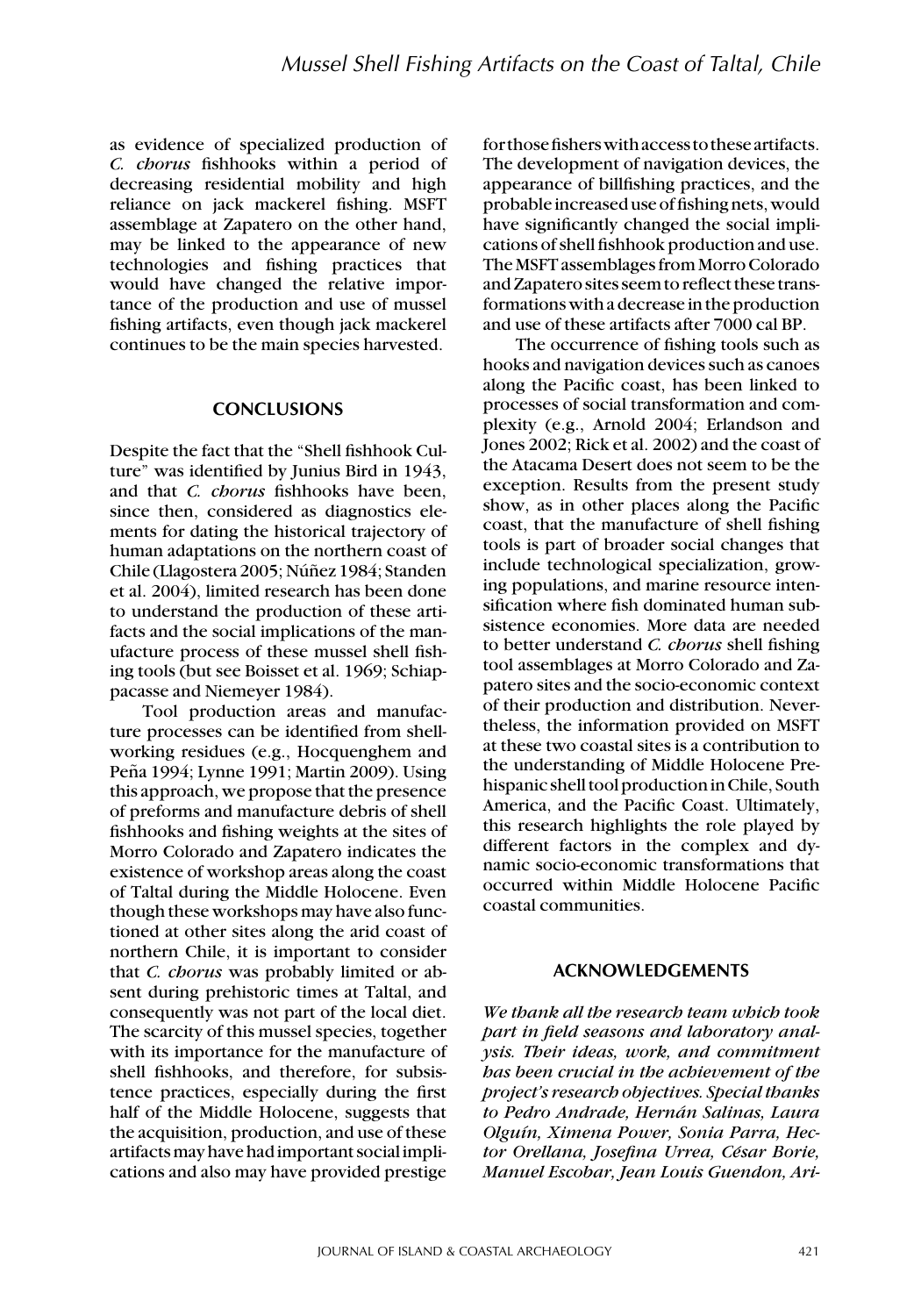as evidence of specialized production of *C. chorus* fishhooks within a period of decreasing residential mobility and high reliance on jack mackerel fishing. MSFT assemblage at Zapatero on the other hand, may be linked to the appearance of new technologies and fishing practices that would have changed the relative importance of the production and use of mussel fishing artifacts, even though jack mackerel continues to be the main species harvested.

## CONCLUSIONS

Despite the fact that the "Shell fishhook Culture" was identified by Junius Bird in 1943, and that *C. chorus* fishhooks have been, since then, considered as diagnostics elements for dating the historical trajectory of human adaptations on the northern coast of Chile (Llagostera 2005; Núñez 1984; Standen et al. 2004), limited research has been done to understand the production of these artifacts and the social implications of the manufacture process of these mussel shell fishing tools (but see Boisset et al. 1969; Schiappacasse and Niemeyer 1984).

Tool production areas and manufacture processes can be identified from shell-working residues (e.g., Hocquenghem and Peña 1994; Lynne 1991; Martin 2009). Using this approach, we propose that the presence of preforms and manufacture debris of shell fishhooks and fishing weights at the sites of Morro Colorado and Zapatero indicates the existence of workshop areas along the coast of Taltal during the Middle Holocene. Even though these workshops may have also functioned at other sites along the arid coast of northern Chile, it is important to consider that *C. chorus* was probably limited or absent during prehistoric times at Taltal, and consequently was not part of the local diet. The scarcity of this mussel species, together with its importance for the manufacture of shell fishhooks, and therefore, for subsistence practices, especially during the first half of the Middle Holocene, suggests that the acquisition, production, and use of these artifacts may have had important social implications and also may have provided prestige for those fishers with access to these artifacts. The development of navigation devices, the appearance of billfishing practices, and the probable increased use of fishing nets, would have significantly changed the social implications of shell fishhook production and use. The MSFT assemblages from Morro Colorado and Zapatero sites seem to reflect these transformations with a decrease in the production and use of these artifacts after 7000 cal BP.

The occurrence of fishing tools such as hooks and navigation devices such as canoes along the Pacific coast, has been linked to processes of social transformation and complexity (e.g., Arnold 2004; Erlandson and Jones 2002; Rick et al. 2002) and the coast of the Atacama Desert does not seem to be the exception. Results from the present study show, as in other places along the Pacific coast, that the manufacture of shell fishing tools is part of broader social changes that include technological specialization, growing populations, and marine resource intensification where fish dominated human subsistence economies. More data are needed to better understand *C. chorus* shell fishing tool assemblages at Morro Colorado and Zapatero sites and the socio-economic context of their production and distribution. Nevertheless, the information provided on MSFT at these two coastal sites is a contribution to the understanding of Middle Holocene Prehispanic shell tool production in Chile, South America, and the Pacific Coast. Ultimately, this research highlights the role played by different factors in the complex and dynamic socio-economic transformations that occurred within Middle Holocene Pacific coastal communities.

## ACKNOWLEDGEMENTS

*We thank all the research team which took part in field seasons and laboratory analysis. Their ideas, work, and commitment has been crucial in the achievement of the project's research objectives. Special thanks to Pedro Andrade, Hernán Salinas, Laura Olguín, Ximena Power, Sonia Parra, Hector Orellana, Josefina Urrea, César Borie, Manuel Escobar, Jean Louis Guendon, Ari-*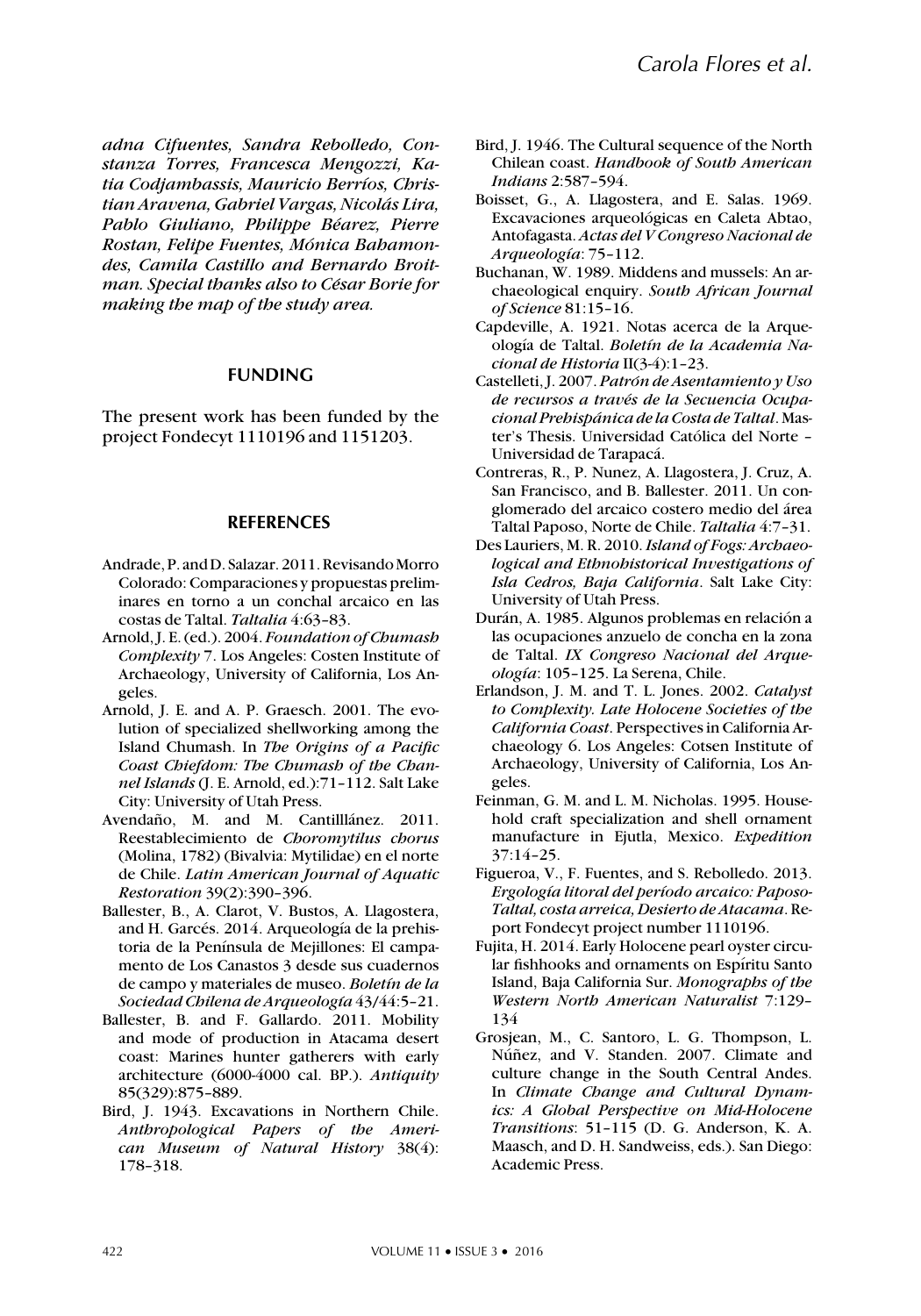*adna Cifuentes, Sandra Rebolledo, Constanza Torres, Francesca Mengozzi, Katia Codjambassis, Mauricio Berríos, Christian Aravena, Gabriel Vargas, Nicolás Lira, Pablo Giuliano, Philippe Béarez, Pierre Rostan, Felipe Fuentes, Mónica Bahamondes, Camila Castillo and Bernardo Broitman. Special thanks also to César Borie for making the map of the study area.*

## FUNDING

The present work has been funded by the project Fondecyt 1110196 and 1151203.

## REFERENCES

Andrade, P. and D. Salazar. 2011. Revisando Morro Colorado: Comparaciones y propuestas preliminares en torno a un conchal arcaico en las costas de Taltal. *Taltalia* 4:63–83.

Arnold, J. E. (ed.). 2004. *Foundation of Chumash Complexity* 7. Los Angeles: Costen Institute of Archaeology, University of California, Los Angeles.

Arnold, J. E. and A. P. Graesch. 2001. The evolution of specialized shellworking among the Island Chumash. In *The Origins of a Pacific Coast Chiefdom: The Chumash of the Channel Islands* (J. E. Arnold, ed.):71–112. Salt Lake City: University of Utah Press.

Avendaño, M. and M. Cantilllánez. 2011. Reestablecimiento de *Choromytilus chorus* (Molina, 1782) (Bivalvia: Mytilidae) en el norte de Chile. *Latin American Journal of Aquatic Restoration* 39(2):390–396.

Ballester, B., A. Clarot, V. Bustos, A. Llagostera, and H. Garcés. 2014. Arqueología de la prehistoria de la Península de Mejillones: El campamento de Los Canastos 3 desde sus cuadernos de campo y materiales de museo. *Boletín de la Sociedad Chilena de Arqueología* 43/44:5–21.

Ballester, B. and F. Gallardo. 2011. Mobility and mode of production in Atacama desert coast: Marines hunter gatherers with early architecture (6000-4000 cal. BP.). *Antiquity* 85(329):875–889.

Bird, J. 1943. Excavations in Northern Chile. *Anthropological Papers of the American Museum of Natural History* 38(4): 178–318.

Bird, J. 1946. The Cultural sequence of the North Chilean coast. *Handbook of South American Indians* 2:587–594.

Boisset, G., A. Llagostera, and E. Salas. 1969. Excavaciones arqueológicas en Caleta Abtao, Antofagasta. *Actas del V Congreso Nacional de Arqueología*: 75–112.

Buchanan, W. 1989. Middens and mussels: An archaeological enquiry. *South African Journal of Science* 81:15–16.

Capdeville, A. 1921. Notas acerca de la Arqueología de Taltal. *Boletín de la Academia Nacional de Historia* II(3-4):1–23.

Castelleti, J. 2007. *Patrón de Asentamiento y Uso de recursos a través de la Secuencia Ocupacional Prehispánica de la Costa de Taltal*. Master's Thesis. Universidad Católica del Norte – Universidad de Tarapacá.

Contreras, R., P. Nunez, A. Llagostera, J. Cruz, A. San Francisco, and B. Ballester. 2011. Un conglomerado del arcaico costero medio del área Taltal Paposo, Norte de Chile. *Taltalia* 4:7–31.

Des Lauriers, M. R. 2010. *Island of Fogs: Archaeological and Ethnohistorical Investigations of Isla Cedros, Baja California*. Salt Lake City: University of Utah Press.

Durán, A. 1985. Algunos problemas en relación a las ocupaciones anzuelo de concha en la zona de Taltal. *IX Congreso Nacional del Arqueología*: 105–125. La Serena, Chile.

Erlandson, J. M. and T. L. Jones. 2002. *Catalyst to Complexity. Late Holocene Societies of the California Coast*. Perspectives in California Archaeology 6. Los Angeles: Cotsen Institute of Archaeology, University of California, Los Angeles.

Feinman, G. M. and L. M. Nicholas. 1995. Household craft specialization and shell ornament manufacture in Ejutla, Mexico. *Expedition* 37:14–25.

Figueroa, V., F. Fuentes, and S. Rebolledo. 2013. *Ergología litoral del período arcaico: Paposo-Taltal, costa arreica, Desierto de Atacama*. Report Fondecyt project number 1110196.

Fujita, H. 2014. Early Holocene pearl oyster circular fishhooks and ornaments on Espíritu Santo Island, Baja California Sur. *Monographs of the Western North American Naturalist* 7:129–134

Grosjean, M., C. Santoro, L. G. Thompson, L. Núñez, and V. Standen. 2007. Climate and culture change in the South Central Andes. In *Climate Change and Cultural Dynamics: A Global Perspective on Mid-Holocene Transitions*: 51–115 (D. G. Anderson, K. A. Maasch, and D. H. Sandweiss, eds.). San Diego: Academic Press.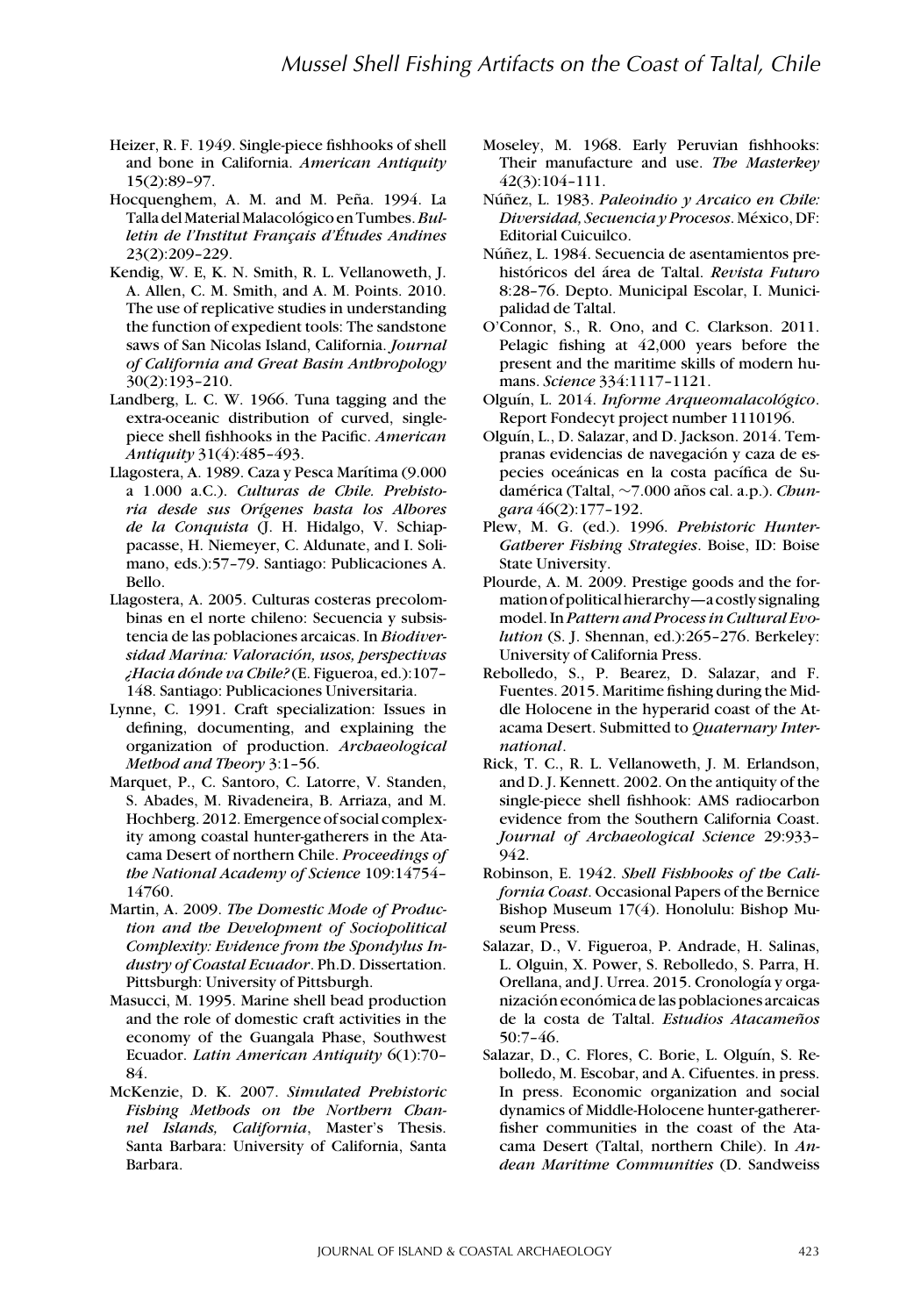Heizer, R. F. 1949. Single-piece fishhooks of shell and bone in California. *American Antiquity* 15(2):89–97.

Hocquenghem, A. M. and M. Peña. 1994. La Talla del Material Malacológico en Tumbes. *Bulletin de l'Institut Français d'Études Andines* 23(2):209–229.

Kendig, W. E, K. N. Smith, R. L. Vellanoweth, J. A. Allen, C. M. Smith, and A. M. Points. 2010. The use of replicative studies in understanding the function of expedient tools: The sandstone saws of San Nicolas Island, California. *Journal of California and Great Basin Anthropology* 30(2):193–210.

Landberg, L. C. W. 1966. Tuna tagging and the extra-oceanic distribution of curved, single-piece shell fishhooks in the Pacific. *American Antiquity* 31(4):485–493.

Llagostera, A. 1989. Caza y Pesca Marítima (9.000 a 1.000 a.C.). *Culturas de Chile. Prehistoria desde sus Orígenes hasta los Albores de la Conquista* (J. H. Hidalgo, V. Schiappacasse, H. Niemeyer, C. Aldunate, and I. Solimano, eds.):57–79. Santiago: Publicaciones A. Bello.

Llagostera, A. 2005. Culturas costeras precolombinas en el norte chileno: Secuencia y subsistencia de las poblaciones arcaicas. In *Biodiversidad Marina: Valoración, usos, perspectivas ¿Hacia dónde va Chile?* (E. Figueroa, ed.):107–148. Santiago: Publicaciones Universitaria.

Lynne, C. 1991. Craft specialization: Issues in defining, documenting, and explaining the organization of production. *Archaeological Method and Theory* 3:1–56.

Marquet, P., C. Santoro, C. Latorre, V. Standen, S. Abades, M. Rivadeneira, B. Arriaza, and M. Hochberg. 2012. Emergence of social complexity among coastal hunter-gatherers in the Atacama Desert of northern Chile. *Proceedings of the National Academy of Science* 109:14754–14760.

Martin, A. 2009. *The Domestic Mode of Production and the Development of Sociopolitical Complexity: Evidence from the Spondylus Industry of Coastal Ecuador*. Ph.D. Dissertation. Pittsburgh: University of Pittsburgh.

Masucci, M. 1995. Marine shell bead production and the role of domestic craft activities in the economy of the Guangala Phase, Southwest Ecuador. *Latin American Antiquity* 6(1):70–84.

McKenzie, D. K. 2007. *Simulated Prehistoric Fishing Methods on the Northern Channel Islands, California*, Master's Thesis. Santa Barbara: University of California, Santa Barbara.

Moseley, M. 1968. Early Peruvian fishhooks: Their manufacture and use. *The Masterkey* 42(3):104–111.

Núñez, L. 1983. *Paleoindio y Arcaico en Chile: Diversidad, Secuencia y Procesos*. México, DF: Editorial Cuicuilco.

Núñez, L. 1984. Secuencia de asentamientos prehistóricos del área de Taltal. *Revista Futuro* 8:28–76. Depto. Municipal Escolar, I. Municipalidad de Taltal.

O'Connor, S., R. Ono, and C. Clarkson. 2011. Pelagic fishing at 42,000 years before the present and the maritime skills of modern humans. *Science* 334:1117–1121.

Olguín, L. 2014. *Informe Arqueomalacológico*. Report Fondecyt project number 1110196.

Olguín, L., D. Salazar, and D. Jackson. 2014. Tempranas evidencias de navegación y caza de especies oceánicas en la costa pacífica de Sudamérica (Taltal, ~7.000 años cal. a.p.). *Chungara* 46(2):177–192.

Plew, M. G. (ed.). 1996. *Prehistoric Hunter-Gatherer Fishing Strategies*. Boise, ID: Boise State University.

Plourde, A. M. 2009. Prestige goods and the formation of political hierarchy—a costly signaling model. In *Pattern and Process in Cultural Evolution* (S. J. Shennan, ed.):265–276. Berkeley: University of California Press.

Rebolledo, S., P. Bearez, D. Salazar, and F. Fuentes. 2015. Maritime fishing during the Middle Holocene in the hyperarid coast of the Atacama Desert. Submitted to *Quaternary International*.

Rick, T. C., R. L. Vellanoweth, J. M. Erlandson, and D. J. Kennett. 2002. On the antiquity of the single-piece shell fishhook: AMS radiocarbon evidence from the Southern California Coast. *Journal of Archaeological Science* 29:933–942.

Robinson, E. 1942. *Shell Fishhooks of the California Coast*. Occasional Papers of the Bernice Bishop Museum 17(4). Honolulu: Bishop Museum Press.

Salazar, D., V. Figueroa, P. Andrade, H. Salinas, L. Olguín, X. Power, S. Rebolledo, S. Parra, H. Orellana, and J. Urrea. 2015. Cronología y organización económica de las poblaciones arcaicas de la costa de Taltal. *Estudios Atacameños* 50:7–46.

Salazar, D., C. Flores, C. Borie, L. Olguín, S. Rebolledo, M. Escobar, and A. Cifuentes. in press. In press. Economic organization and social dynamics of Middle-Holocene hunter-gatherer-fisher communities in the coast of the Atacama Desert (Taltal, northern Chile). In *Andean Maritime Communities* (D. Sandweiss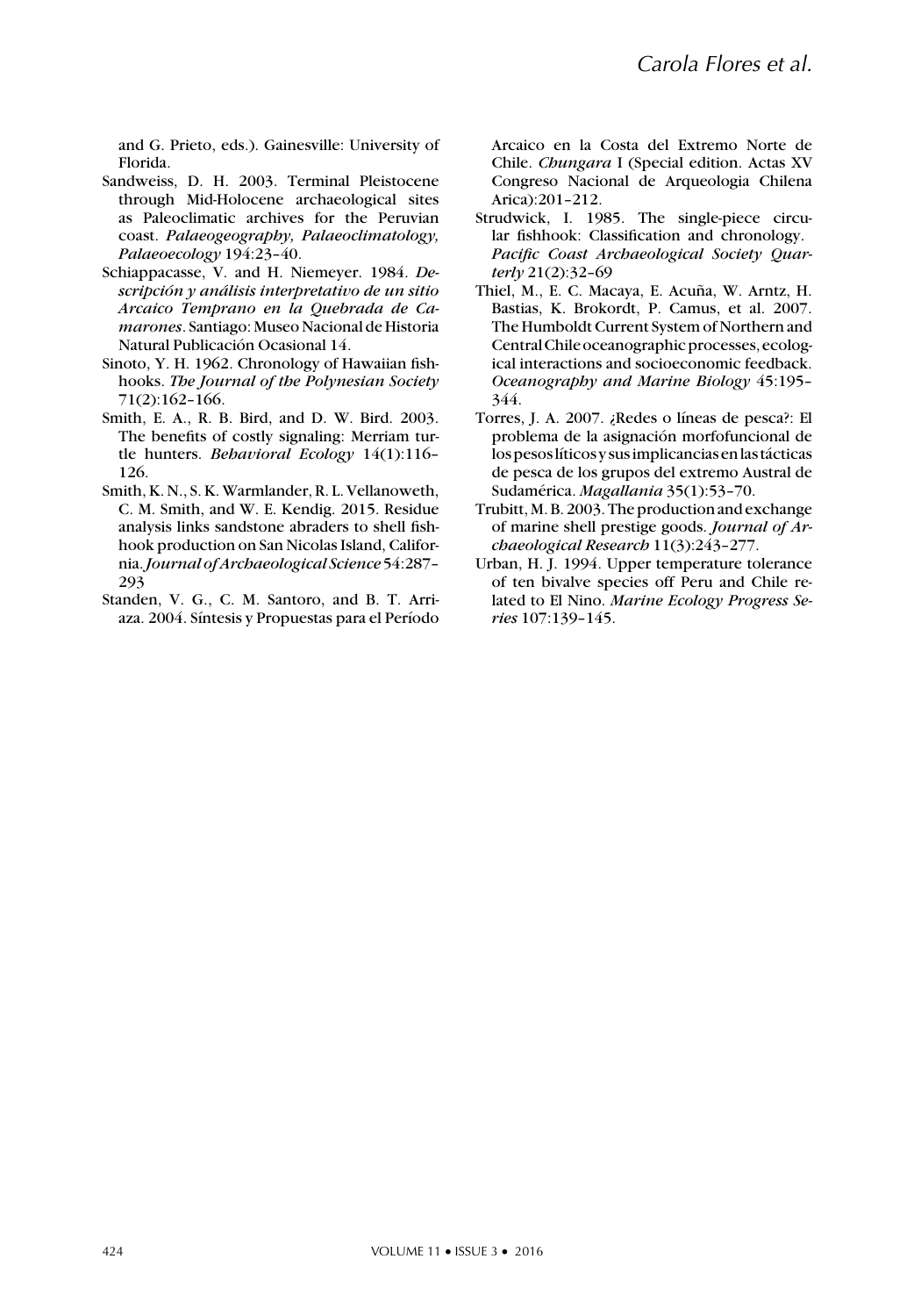and G. Prieto, eds.). Gainesville: University of Florida.

Sandweiss, D. H. 2003. Terminal Pleistocene through Mid-Holocene archaeological sites as Paleoclimatic archives for the Peruvian coast. *Palaeogeography, Palaeoclimatology, Palaeoecology* 194:23–40.

Schiappacasse, V. and H. Niemeyer. 1984. *Descripción y análisis interpretativo de un sitio Arcaico Temprano en la Quebrada de Camarones*. Santiago: Museo Nacional de Historia Natural Publicación Ocasional 14.

Sinoto, Y. H. 1962. Chronology of Hawaiian fishhooks. *The Journal of the Polynesian Society* 71(2):162–166.

Smith, E. A., R. B. Bird, and D. W. Bird. 2003. The benefits of costly signaling: Merriam turtle hunters. *Behavioral Ecology* 14(1):116–126.

Smith, K. N., S. K. Warmlander, R. L. Vellanoweth, C. M. Smith, and W. E. Kendig. 2015. Residue analysis links sandstone abraders to shell fishhook production on San Nicolas Island, California. *Journal of Archaeological Science* 54:287–293

Standen, V. G., C. M. Santoro, and B. T. Arriaza. 2004. Síntesis y Propuestas para el Período Arcaico en la Costa del Extremo Norte de Chile. *Chungara* I (Special edition. Actas XV Congreso Nacional de Arqueologia Chilena Arica):201–212.

Strudwick, I. 1985. The single-piece circular fishhook: Classification and chronology. *Pacific Coast Archaeological Society Quarterly* 21(2):32–69

Thiel, M., E. C. Macaya, E. Acuña, W. Arntz, H. Bastias, K. Brokordt, P. Camus, et al. 2007. The Humboldt Current System of Northern and Central Chile oceanographic processes, ecological interactions and socioeconomic feedback. *Oceanography and Marine Biology* 45:195–344.

Torres, J. A. 2007. ¿Redes o líneas de pesca?: El problema de la asignación morfofuncional de los pesos líticos y sus implicancias en las tácticas de pesca de los grupos del extremo Austral de Sudamérica. *Magallania* 35(1):53–70.

Trubitt, M. B. 2003. The production and exchange of marine shell prestige goods. *Journal of Archaeological Research* 11(3):243–277.

Urban, H. J. 1994. Upper temperature tolerance of ten bivalve species off Peru and Chile related to El Nino. *Marine Ecology Progress Series* 107:139–145.